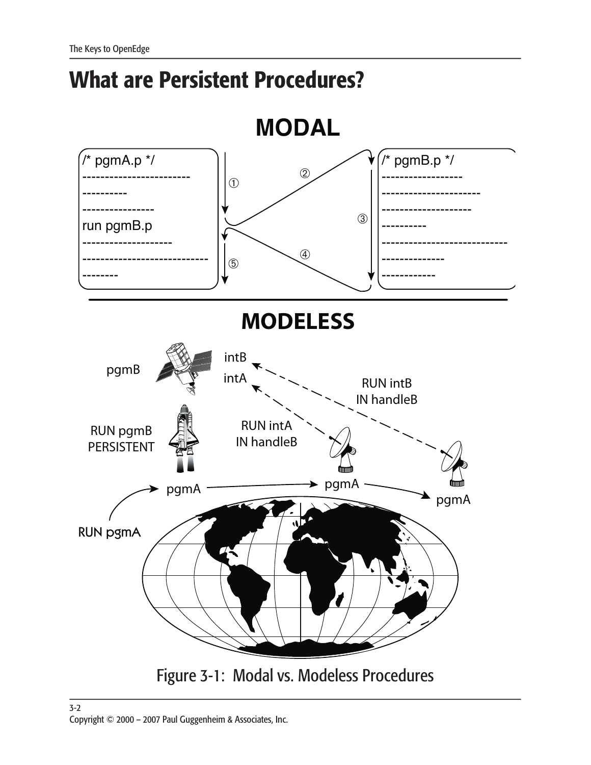# What are Persistent Procedures?

## MODAL

```
/* pgmA.p */
------------------------
----------
----------------
run pgmB.p
--------------------
----------------------------
--------
```

```
/* pgmB.p */
------------------
----------------------
--------------------
----------
----------------------------
--------------
------------
```

## MODELESS

pgmB

intB

intA

RUN intB IN handleB

RUN pgmB PERSISTENT

RUN intA IN handleB

pgmA

pgmA

pgmA

RUN pgmA

Figure 3-1: Modal vs. Modeless Procedures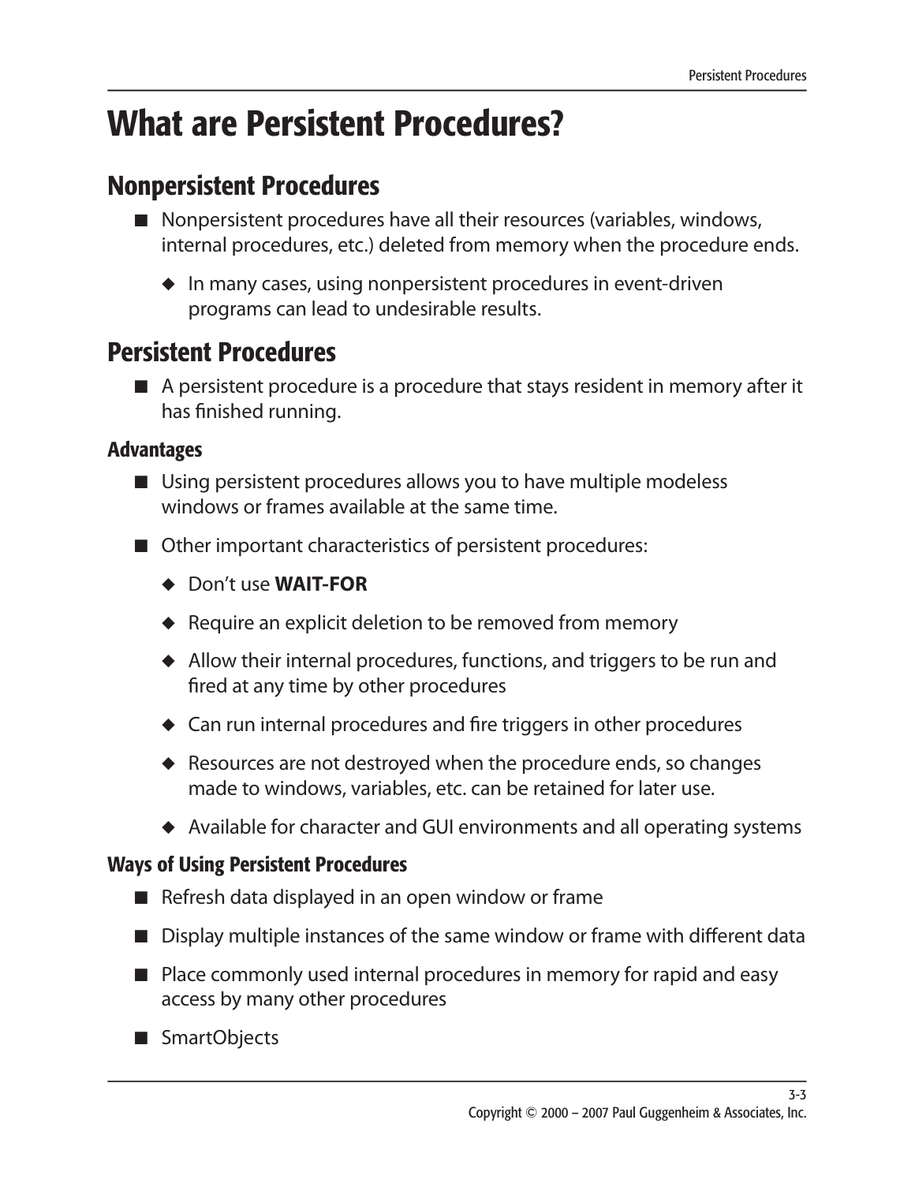# What are Persistent Procedures?

## Nonpersistent Procedures

- Nonpersistent procedures have all their resources (variables, windows, internal procedures, etc.) deleted from memory when the procedure ends.
  - In many cases, using nonpersistent procedures in event-driven programs can lead to undesirable results.

## Persistent Procedures

- A persistent procedure is a procedure that stays resident in memory after it has finished running.

### Advantages

- Using persistent procedures allows you to have multiple modeless windows or frames available at the same time.
- Other important characteristics of persistent procedures:
  - Don't use **WAIT-FOR**
  - Require an explicit deletion to be removed from memory
  - Allow their internal procedures, functions, and triggers to be run and fired at any time by other procedures
  - Can run internal procedures and fire triggers in other procedures
  - Resources are not destroyed when the procedure ends, so changes made to windows, variables, etc. can be retained for later use.
  - Available for character and GUI environments and all operating systems

### Ways of Using Persistent Procedures

- Refresh data displayed in an open window or frame
- Display multiple instances of the same window or frame with different data
- Place commonly used internal procedures in memory for rapid and easy access by many other procedures
- SmartObjects